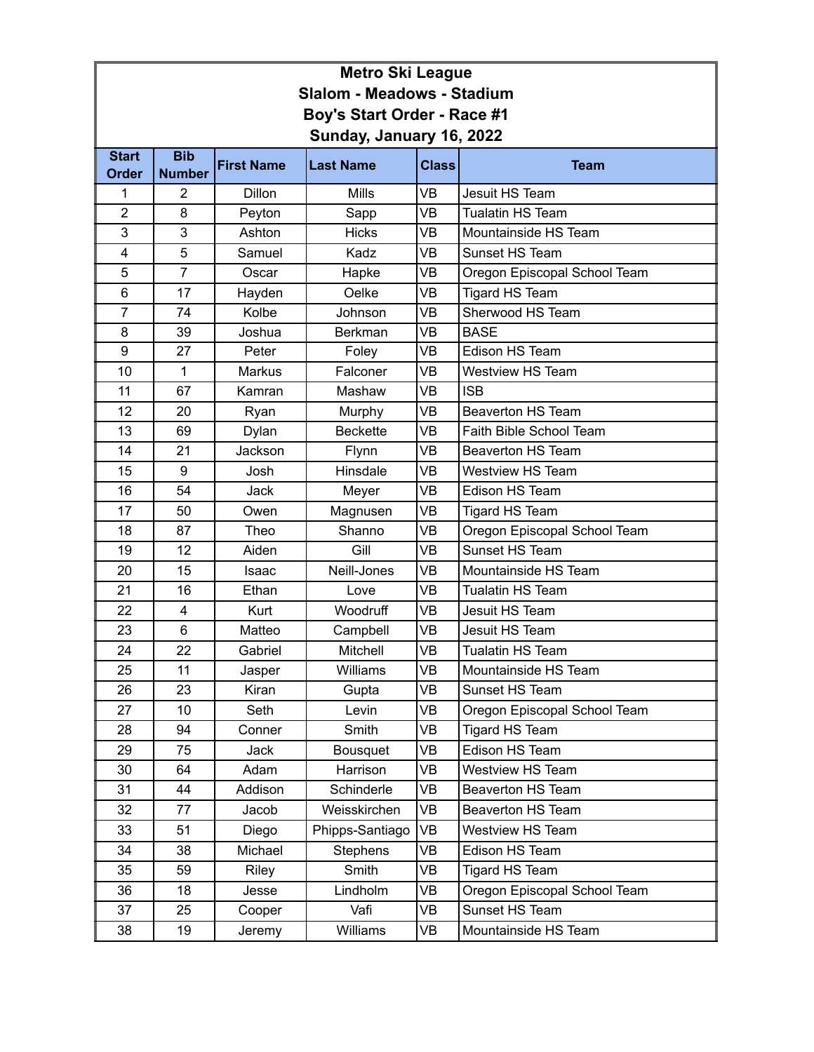**Metro Ski League**
**Slalom - Meadows - Stadium**
**Boy's Start Order - Race #1**
**Sunday, January 16, 2022**

| Start Order | Bib Number | First Name | Last Name | Class | Team |
|---|---|---|---|---|---|
| 1 | 2 | Dillon | Mills | VB | Jesuit HS Team |
| 2 | 8 | Peyton | Sapp | VB | Tualatin HS Team |
| 3 | 3 | Ashton | Hicks | VB | Mountainside HS Team |
| 4 | 5 | Samuel | Kadz | VB | Sunset HS Team |
| 5 | 7 | Oscar | Hapke | VB | Oregon Episcopal School Team |
| 6 | 17 | Hayden | Oelke | VB | Tigard HS Team |
| 7 | 74 | Kolbe | Johnson | VB | Sherwood HS Team |
| 8 | 39 | Joshua | Berkman | VB | BASE |
| 9 | 27 | Peter | Foley | VB | Edison HS Team |
| 10 | 1 | Markus | Falconer | VB | Westview HS Team |
| 11 | 67 | Kamran | Mashaw | VB | ISB |
| 12 | 20 | Ryan | Murphy | VB | Beaverton HS Team |
| 13 | 69 | Dylan | Beckette | VB | Faith Bible School Team |
| 14 | 21 | Jackson | Flynn | VB | Beaverton HS Team |
| 15 | 9 | Josh | Hinsdale | VB | Westview HS Team |
| 16 | 54 | Jack | Meyer | VB | Edison HS Team |
| 17 | 50 | Owen | Magnusen | VB | Tigard HS Team |
| 18 | 87 | Theo | Shanno | VB | Oregon Episcopal School Team |
| 19 | 12 | Aiden | Gill | VB | Sunset HS Team |
| 20 | 15 | Isaac | Neill-Jones | VB | Mountainside HS Team |
| 21 | 16 | Ethan | Love | VB | Tualatin HS Team |
| 22 | 4 | Kurt | Woodruff | VB | Jesuit HS Team |
| 23 | 6 | Matteo | Campbell | VB | Jesuit HS Team |
| 24 | 22 | Gabriel | Mitchell | VB | Tualatin HS Team |
| 25 | 11 | Jasper | Williams | VB | Mountainside HS Team |
| 26 | 23 | Kiran | Gupta | VB | Sunset HS Team |
| 27 | 10 | Seth | Levin | VB | Oregon Episcopal School Team |
| 28 | 94 | Conner | Smith | VB | Tigard HS Team |
| 29 | 75 | Jack | Bousquet | VB | Edison HS Team |
| 30 | 64 | Adam | Harrison | VB | Westview HS Team |
| 31 | 44 | Addison | Schinderle | VB | Beaverton HS Team |
| 32 | 77 | Jacob | Weisskirchen | VB | Beaverton HS Team |
| 33 | 51 | Diego | Phipps-Santiago | VB | Westview HS Team |
| 34 | 38 | Michael | Stephens | VB | Edison HS Team |
| 35 | 59 | Riley | Smith | VB | Tigard HS Team |
| 36 | 18 | Jesse | Lindholm | VB | Oregon Episcopal School Team |
| 37 | 25 | Cooper | Vafi | VB | Sunset HS Team |
| 38 | 19 | Jeremy | Williams | VB | Mountainside HS Team |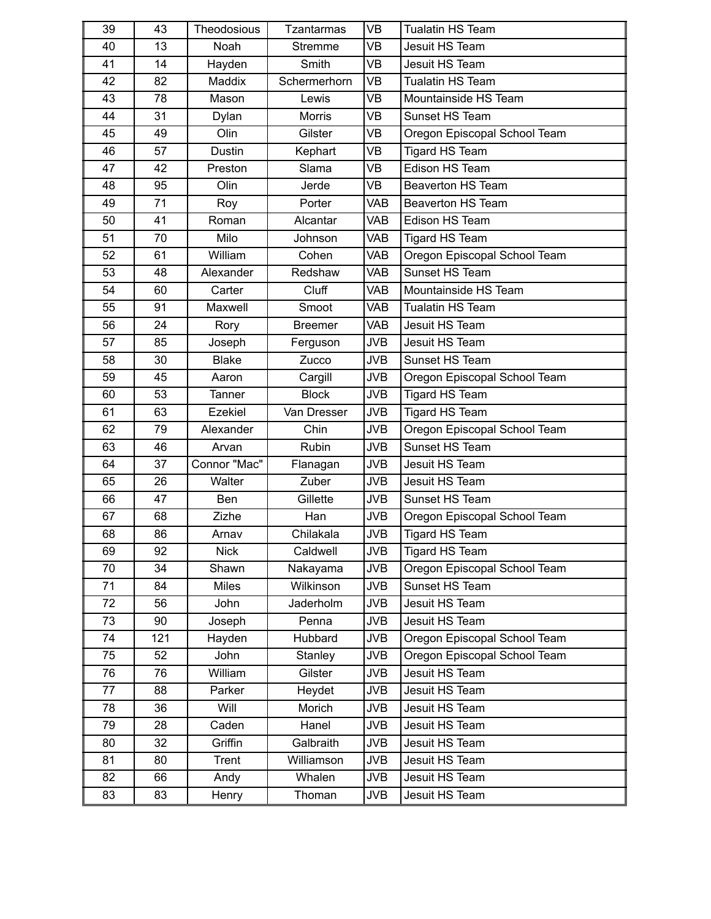| 39 | 43 | Theodosious | Tzantarmas | VB | Tualatin HS Team |
|---|---|---|---|---|---|
| 40 | 13 | Noah | Stremme | VB | Jesuit HS Team |
| 41 | 14 | Hayden | Smith | VB | Jesuit HS Team |
| 42 | 82 | Maddix | Schermerhorn | VB | Tualatin HS Team |
| 43 | 78 | Mason | Lewis | VB | Mountainside HS Team |
| 44 | 31 | Dylan | Morris | VB | Sunset HS Team |
| 45 | 49 | Olin | Gilster | VB | Oregon Episcopal School Team |
| 46 | 57 | Dustin | Kephart | VB | Tigard HS Team |
| 47 | 42 | Preston | Slama | VB | Edison HS Team |
| 48 | 95 | Olin | Jerde | VB | Beaverton HS Team |
| 49 | 71 | Roy | Porter | VAB | Beaverton HS Team |
| 50 | 41 | Roman | Alcantar | VAB | Edison HS Team |
| 51 | 70 | Milo | Johnson | VAB | Tigard HS Team |
| 52 | 61 | William | Cohen | VAB | Oregon Episcopal School Team |
| 53 | 48 | Alexander | Redshaw | VAB | Sunset HS Team |
| 54 | 60 | Carter | Cluff | VAB | Mountainside HS Team |
| 55 | 91 | Maxwell | Smoot | VAB | Tualatin HS Team |
| 56 | 24 | Rory | Breemer | VAB | Jesuit HS Team |
| 57 | 85 | Joseph | Ferguson | JVB | Jesuit HS Team |
| 58 | 30 | Blake | Zucco | JVB | Sunset HS Team |
| 59 | 45 | Aaron | Cargill | JVB | Oregon Episcopal School Team |
| 60 | 53 | Tanner | Block | JVB | Tigard HS Team |
| 61 | 63 | Ezekiel | Van Dresser | JVB | Tigard HS Team |
| 62 | 79 | Alexander | Chin | JVB | Oregon Episcopal School Team |
| 63 | 46 | Arvan | Rubin | JVB | Sunset HS Team |
| 64 | 37 | Connor "Mac" | Flanagan | JVB | Jesuit HS Team |
| 65 | 26 | Walter | Zuber | JVB | Jesuit HS Team |
| 66 | 47 | Ben | Gillette | JVB | Sunset HS Team |
| 67 | 68 | Zizhe | Han | JVB | Oregon Episcopal School Team |
| 68 | 86 | Arnav | Chilakala | JVB | Tigard HS Team |
| 69 | 92 | Nick | Caldwell | JVB | Tigard HS Team |
| 70 | 34 | Shawn | Nakayama | JVB | Oregon Episcopal School Team |
| 71 | 84 | Miles | Wilkinson | JVB | Sunset HS Team |
| 72 | 56 | John | Jaderholm | JVB | Jesuit HS Team |
| 73 | 90 | Joseph | Penna | JVB | Jesuit HS Team |
| 74 | 121 | Hayden | Hubbard | JVB | Oregon Episcopal School Team |
| 75 | 52 | John | Stanley | JVB | Oregon Episcopal School Team |
| 76 | 76 | William | Gilster | JVB | Jesuit HS Team |
| 77 | 88 | Parker | Heydet | JVB | Jesuit HS Team |
| 78 | 36 | Will | Morich | JVB | Jesuit HS Team |
| 79 | 28 | Caden | Hanel | JVB | Jesuit HS Team |
| 80 | 32 | Griffin | Galbraith | JVB | Jesuit HS Team |
| 81 | 80 | Trent | Williamson | JVB | Jesuit HS Team |
| 82 | 66 | Andy | Whalen | JVB | Jesuit HS Team |
| 83 | 83 | Henry | Thoman | JVB | Jesuit HS Team |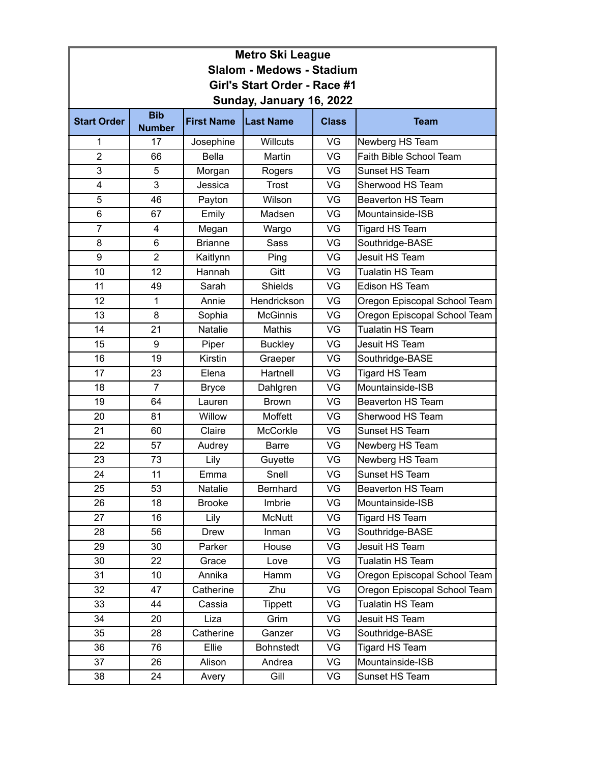**Metro Ski League**
**Slalom - Medows - Stadium**
**Girl's Start Order - Race #1**
**Sunday, January 16, 2022**

| Start Order | Bib Number | First Name | Last Name | Class | Team |
|---|---|---|---|---|---|
| 1 | 17 | Josephine | Willcuts | VG | Newberg HS Team |
| 2 | 66 | Bella | Martin | VG | Faith Bible School Team |
| 3 | 5 | Morgan | Rogers | VG | Sunset HS Team |
| 4 | 3 | Jessica | Trost | VG | Sherwood HS Team |
| 5 | 46 | Payton | Wilson | VG | Beaverton HS Team |
| 6 | 67 | Emily | Madsen | VG | Mountainside-ISB |
| 7 | 4 | Megan | Wargo | VG | Tigard HS Team |
| 8 | 6 | Brianne | Sass | VG | Southridge-BASE |
| 9 | 2 | Kaitlynn | Ping | VG | Jesuit HS Team |
| 10 | 12 | Hannah | Gitt | VG | Tualatin HS Team |
| 11 | 49 | Sarah | Shields | VG | Edison HS Team |
| 12 | 1 | Annie | Hendrickson | VG | Oregon Episcopal School Team |
| 13 | 8 | Sophia | McGinnis | VG | Oregon Episcopal School Team |
| 14 | 21 | Natalie | Mathis | VG | Tualatin HS Team |
| 15 | 9 | Piper | Buckley | VG | Jesuit HS Team |
| 16 | 19 | Kirstin | Graeper | VG | Southridge-BASE |
| 17 | 23 | Elena | Hartnell | VG | Tigard HS Team |
| 18 | 7 | Bryce | Dahlgren | VG | Mountainside-ISB |
| 19 | 64 | Lauren | Brown | VG | Beaverton HS Team |
| 20 | 81 | Willow | Moffett | VG | Sherwood HS Team |
| 21 | 60 | Claire | McCorkle | VG | Sunset HS Team |
| 22 | 57 | Audrey | Barre | VG | Newberg HS Team |
| 23 | 73 | Lily | Guyette | VG | Newberg HS Team |
| 24 | 11 | Emma | Snell | VG | Sunset HS Team |
| 25 | 53 | Natalie | Bernhard | VG | Beaverton HS Team |
| 26 | 18 | Brooke | Imbrie | VG | Mountainside-ISB |
| 27 | 16 | Lily | McNutt | VG | Tigard HS Team |
| 28 | 56 | Drew | Inman | VG | Southridge-BASE |
| 29 | 30 | Parker | House | VG | Jesuit HS Team |
| 30 | 22 | Grace | Love | VG | Tualatin HS Team |
| 31 | 10 | Annika | Hamm | VG | Oregon Episcopal School Team |
| 32 | 47 | Catherine | Zhu | VG | Oregon Episcopal School Team |
| 33 | 44 | Cassia | Tippett | VG | Tualatin HS Team |
| 34 | 20 | Liza | Grim | VG | Jesuit HS Team |
| 35 | 28 | Catherine | Ganzer | VG | Southridge-BASE |
| 36 | 76 | Ellie | Bohnstedt | VG | Tigard HS Team |
| 37 | 26 | Alison | Andrea | VG | Mountainside-ISB |
| 38 | 24 | Avery | Gill | VG | Sunset HS Team |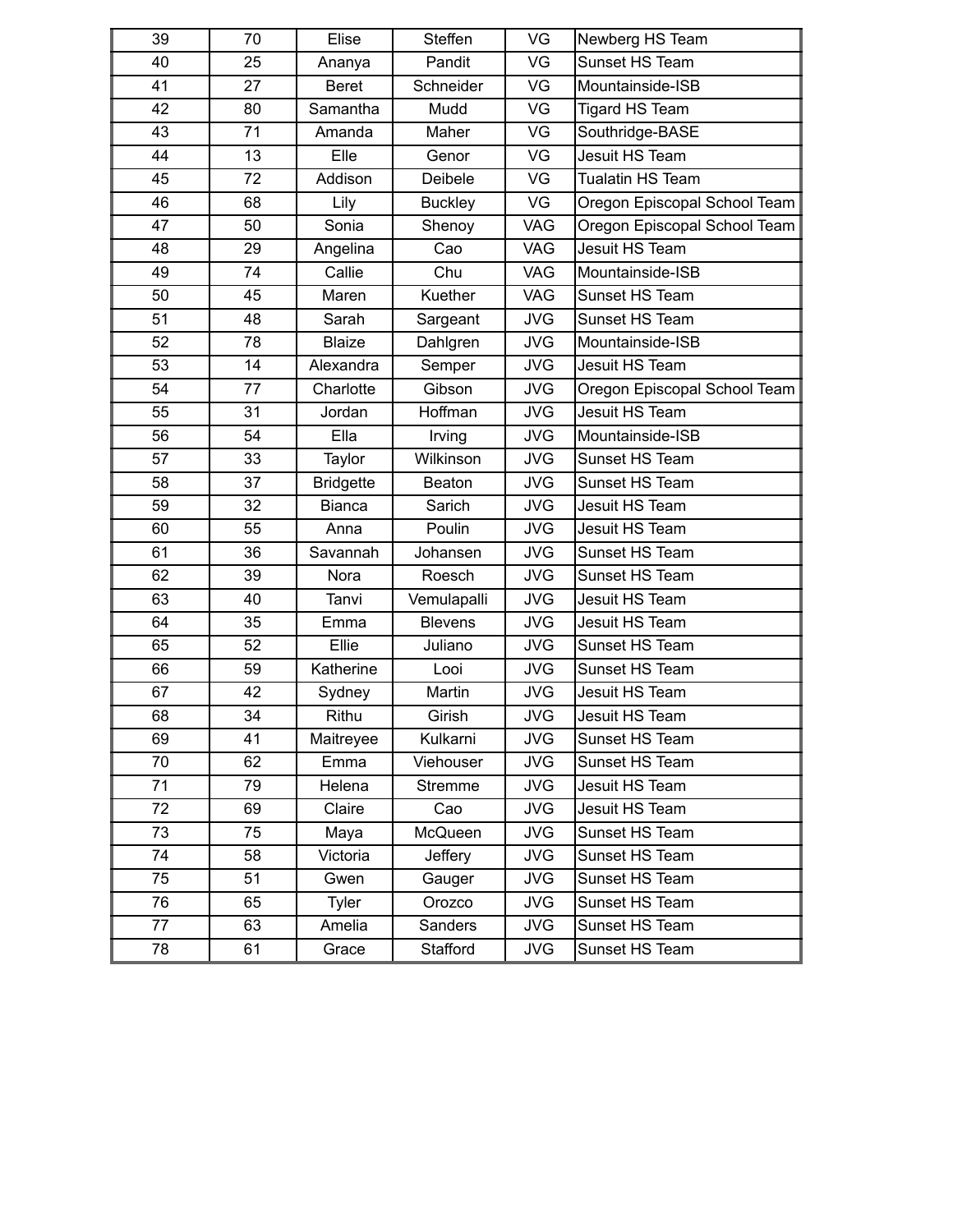| | | | | | |
|---|---|---|---|---|---|
| 39 | 70 | Elise | Steffen | VG | Newberg HS Team |
| 40 | 25 | Ananya | Pandit | VG | Sunset HS Team |
| 41 | 27 | Beret | Schneider | VG | Mountainside-ISB |
| 42 | 80 | Samantha | Mudd | VG | Tigard HS Team |
| 43 | 71 | Amanda | Maher | VG | Southridge-BASE |
| 44 | 13 | Elle | Genor | VG | Jesuit HS Team |
| 45 | 72 | Addison | Deibele | VG | Tualatin HS Team |
| 46 | 68 | Lily | Buckley | VG | Oregon Episcopal School Team |
| 47 | 50 | Sonia | Shenoy | VAG | Oregon Episcopal School Team |
| 48 | 29 | Angelina | Cao | VAG | Jesuit HS Team |
| 49 | 74 | Callie | Chu | VAG | Mountainside-ISB |
| 50 | 45 | Maren | Kuether | VAG | Sunset HS Team |
| 51 | 48 | Sarah | Sargeant | JVG | Sunset HS Team |
| 52 | 78 | Blaize | Dahlgren | JVG | Mountainside-ISB |
| 53 | 14 | Alexandra | Semper | JVG | Jesuit HS Team |
| 54 | 77 | Charlotte | Gibson | JVG | Oregon Episcopal School Team |
| 55 | 31 | Jordan | Hoffman | JVG | Jesuit HS Team |
| 56 | 54 | Ella | Irving | JVG | Mountainside-ISB |
| 57 | 33 | Taylor | Wilkinson | JVG | Sunset HS Team |
| 58 | 37 | Bridgette | Beaton | JVG | Sunset HS Team |
| 59 | 32 | Bianca | Sarich | JVG | Jesuit HS Team |
| 60 | 55 | Anna | Poulin | JVG | Jesuit HS Team |
| 61 | 36 | Savannah | Johansen | JVG | Sunset HS Team |
| 62 | 39 | Nora | Roesch | JVG | Sunset HS Team |
| 63 | 40 | Tanvi | Vemulapalli | JVG | Jesuit HS Team |
| 64 | 35 | Emma | Blevens | JVG | Jesuit HS Team |
| 65 | 52 | Ellie | Juliano | JVG | Sunset HS Team |
| 66 | 59 | Katherine | Looi | JVG | Sunset HS Team |
| 67 | 42 | Sydney | Martin | JVG | Jesuit HS Team |
| 68 | 34 | Rithu | Girish | JVG | Jesuit HS Team |
| 69 | 41 | Maitreyee | Kulkarni | JVG | Sunset HS Team |
| 70 | 62 | Emma | Viehouser | JVG | Sunset HS Team |
| 71 | 79 | Helena | Stremme | JVG | Jesuit HS Team |
| 72 | 69 | Claire | Cao | JVG | Jesuit HS Team |
| 73 | 75 | Maya | McQueen | JVG | Sunset HS Team |
| 74 | 58 | Victoria | Jeffery | JVG | Sunset HS Team |
| 75 | 51 | Gwen | Gauger | JVG | Sunset HS Team |
| 76 | 65 | Tyler | Orozco | JVG | Sunset HS Team |
| 77 | 63 | Amelia | Sanders | JVG | Sunset HS Team |
| 78 | 61 | Grace | Stafford | JVG | Sunset HS Team |